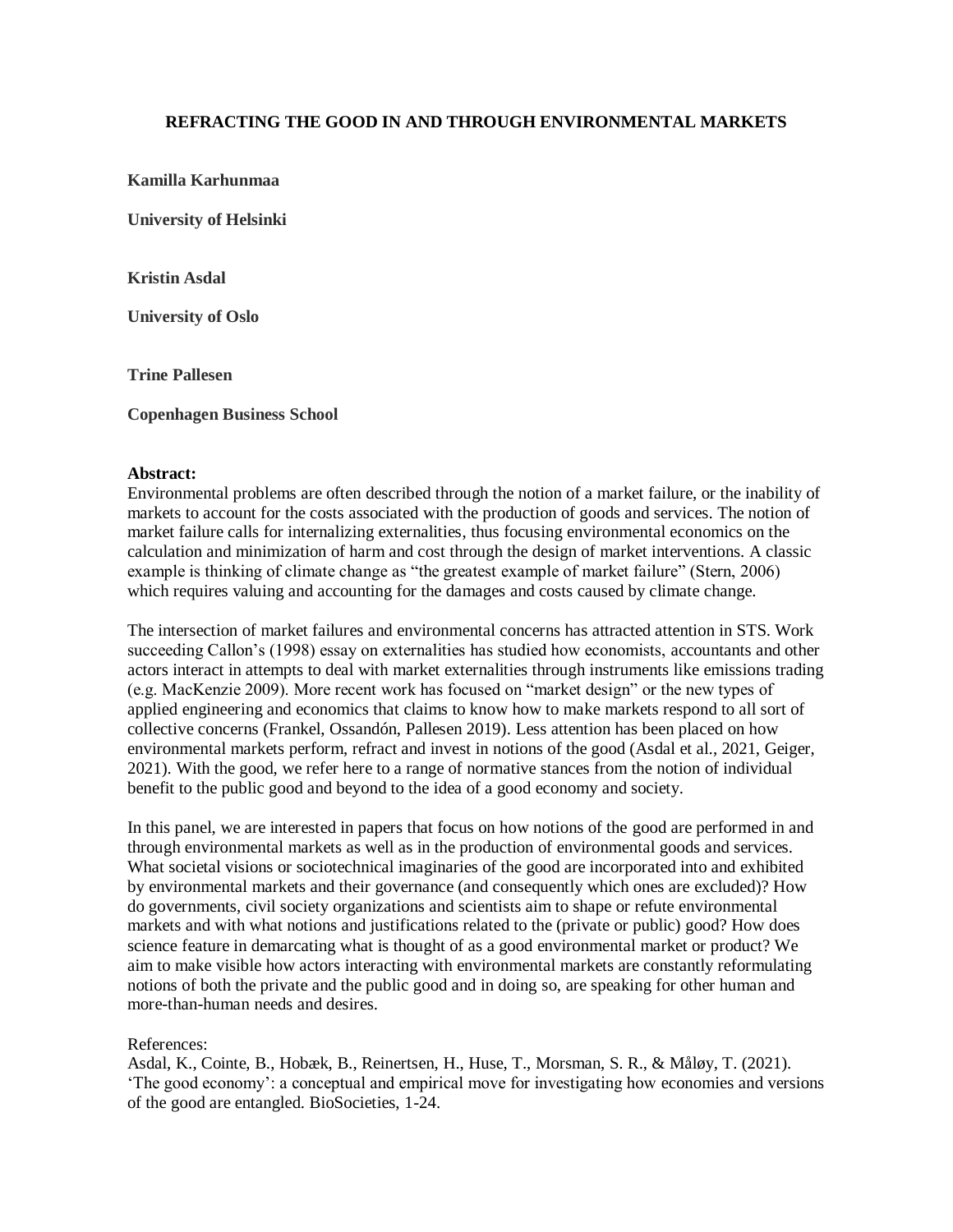# REFRACTING THE GOOD IN AND THROUGH ENVIRONMENTAL MARKETS

**Kamilla Karhunmaa**

**University of Helsinki**

**Kristin Asdal**

**University of Oslo**

**Trine Pallesen**

**Copenhagen Business School**

**Abstract:**

Environmental problems are often described through the notion of a market failure, or the inability of markets to account for the costs associated with the production of goods and services. The notion of market failure calls for internalizing externalities, thus focusing environmental economics on the calculation and minimization of harm and cost through the design of market interventions. A classic example is thinking of climate change as "the greatest example of market failure" (Stern, 2006) which requires valuing and accounting for the damages and costs caused by climate change.

The intersection of market failures and environmental concerns has attracted attention in STS. Work succeeding Callon's (1998) essay on externalities has studied how economists, accountants and other actors interact in attempts to deal with market externalities through instruments like emissions trading (e.g. MacKenzie 2009). More recent work has focused on "market design" or the new types of applied engineering and economics that claims to know how to make markets respond to all sort of collective concerns (Frankel, Ossandón, Pallesen 2019). Less attention has been placed on how environmental markets perform, refract and invest in notions of the good (Asdal et al., 2021, Geiger, 2021). With the good, we refer here to a range of normative stances from the notion of individual benefit to the public good and beyond to the idea of a good economy and society.

In this panel, we are interested in papers that focus on how notions of the good are performed in and through environmental markets as well as in the production of environmental goods and services. What societal visions or sociotechnical imaginaries of the good are incorporated into and exhibited by environmental markets and their governance (and consequently which ones are excluded)? How do governments, civil society organizations and scientists aim to shape or refute environmental markets and with what notions and justifications related to the (private or public) good? How does science feature in demarcating what is thought of as a good environmental market or product? We aim to make visible how actors interacting with environmental markets are constantly reformulating notions of both the private and the public good and in doing so, are speaking for other human and more-than-human needs and desires.

References:

Asdal, K., Cointe, B., Hobæk, B., Reinertsen, H., Huse, T., Morsman, S. R., & Måløy, T. (2021). 'The good economy': a conceptual and empirical move for investigating how economies and versions of the good are entangled. BioSocieties, 1-24.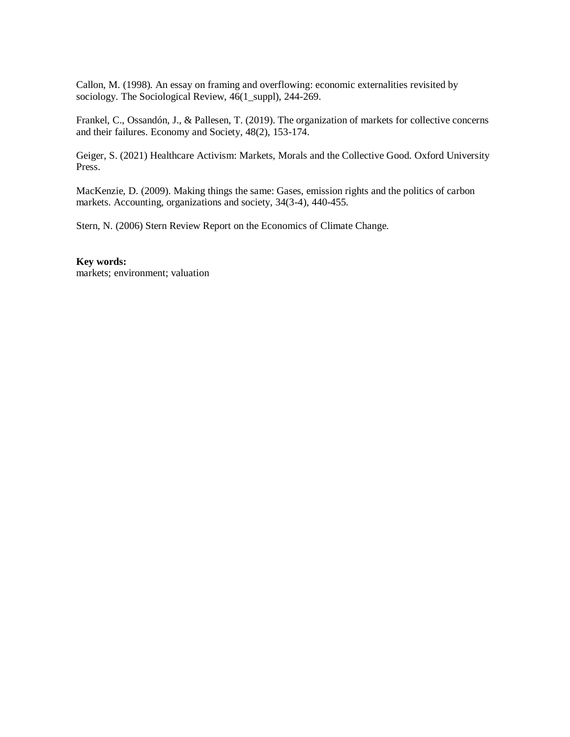Callon, M. (1998). An essay on framing and overflowing: economic externalities revisited by sociology. The Sociological Review, 46(1_suppl), 244-269.

Frankel, C., Ossandón, J., & Pallesen, T. (2019). The organization of markets for collective concerns and their failures. Economy and Society, 48(2), 153-174.

Geiger, S. (2021) Healthcare Activism: Markets, Morals and the Collective Good. Oxford University Press.

MacKenzie, D. (2009). Making things the same: Gases, emission rights and the politics of carbon markets. Accounting, organizations and society, 34(3-4), 440-455.

Stern, N. (2006) Stern Review Report on the Economics of Climate Change.

**Key words:**
markets; environment; valuation